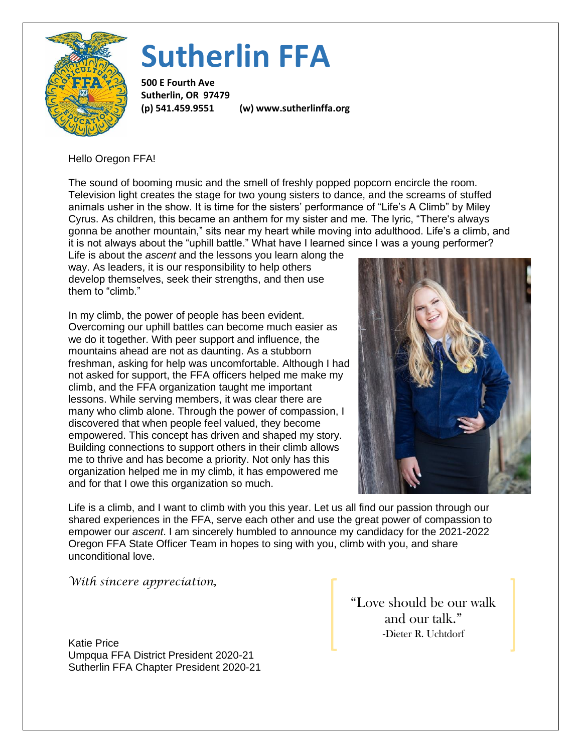# Sutherlin FFA

**500 E Fourth Ave**
**Sutherlin, OR 97479**
**(p) 541.459.9551 (w) www.sutherlinffa.org**

Hello Oregon FFA!

The sound of booming music and the smell of freshly popped popcorn encircle the room. Television light creates the stage for two young sisters to dance, and the screams of stuffed animals usher in the show. It is time for the sisters' performance of "Life's A Climb" by Miley Cyrus. As children, this became an anthem for my sister and me. The lyric, "There's always gonna be another mountain," sits near my heart while moving into adulthood. Life's a climb, and it is not always about the "uphill battle." What have I learned since I was a young performer? Life is about the *ascent* and the lessons you learn along the way. As leaders, it is our responsibility to help others develop themselves, seek their strengths, and then use them to "climb."

In my climb, the power of people has been evident. Overcoming our uphill battles can become much easier as we do it together. With peer support and influence, the mountains ahead are not as daunting. As a stubborn freshman, asking for help was uncomfortable. Although I had not asked for support, the FFA officers helped me make my climb, and the FFA organization taught me important lessons. While serving members, it was clear there are many who climb alone. Through the power of compassion, I discovered that when people feel valued, they become empowered. This concept has driven and shaped my story. Building connections to support others in their climb allows me to thrive and has become a priority. Not only has this organization helped me in my climb, it has empowered me and for that I owe this organization so much.

Life is a climb, and I want to climb with you this year. Let us all find our passion through our shared experiences in the FFA, serve each other and use the great power of compassion to empower our *ascent*. I am sincerely humbled to announce my candidacy for the 2021-2022 Oregon FFA State Officer Team in hopes to sing with you, climb with you, and share unconditional love.

*With sincere appreciation,*

Katie Price
Umpqua FFA District President 2020-21
Sutherlin FFA Chapter President 2020-21

> "Love should be our walk and our talk."
> -Dieter R. Uchtdorf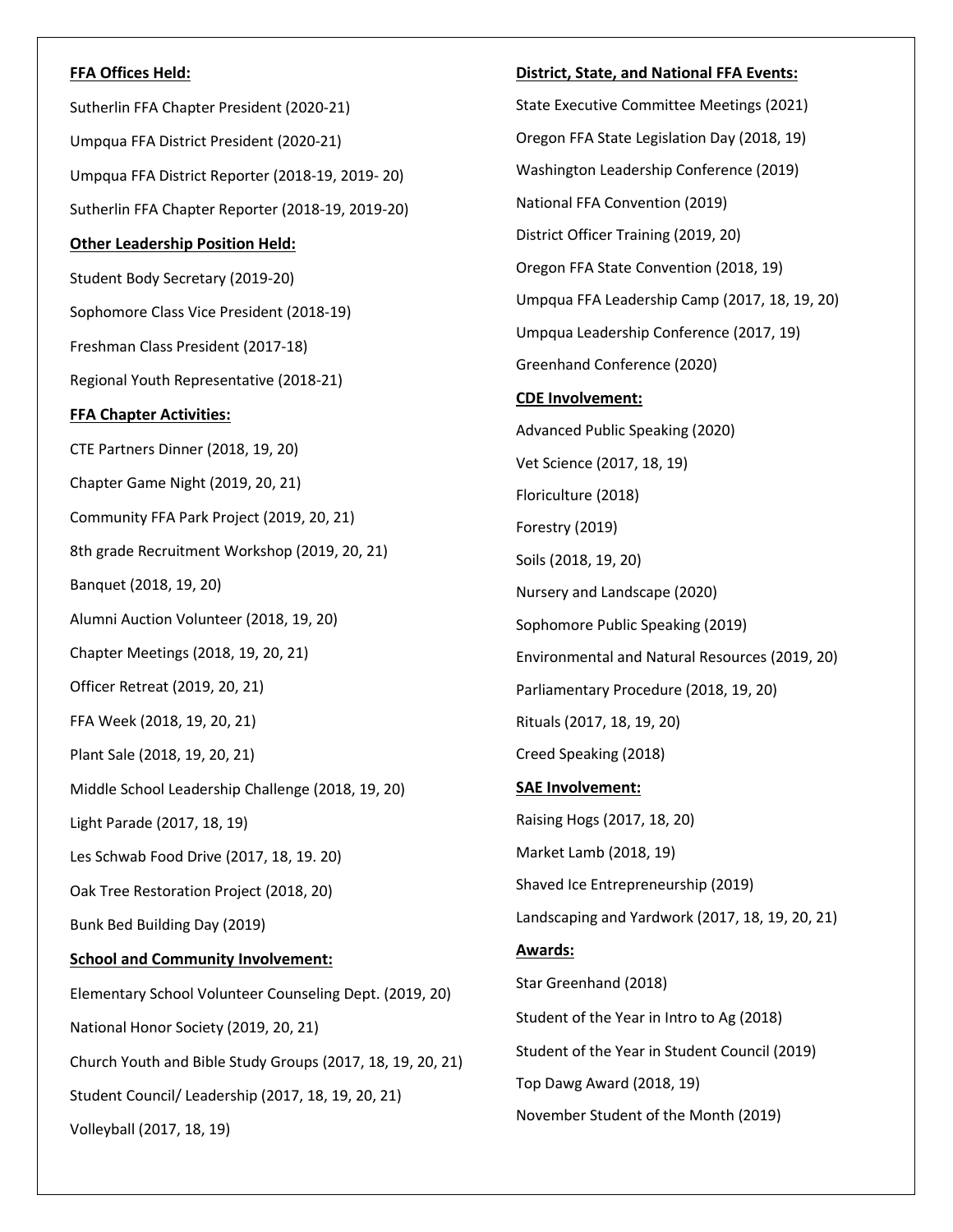**FFA Offices Held:**

Sutherlin FFA Chapter President (2020-21)

Umpqua FFA District President (2020-21)

Umpqua FFA District Reporter (2018-19, 2019- 20)

Sutherlin FFA Chapter Reporter (2018-19, 2019-20)

**Other Leadership Position Held:**

Student Body Secretary (2019-20)

Sophomore Class Vice President (2018-19)

Freshman Class President (2017-18)

Regional Youth Representative (2018-21)

**FFA Chapter Activities:**

CTE Partners Dinner (2018, 19, 20)

Chapter Game Night (2019, 20, 21)

Community FFA Park Project (2019, 20, 21)

8th grade Recruitment Workshop (2019, 20, 21)

Banquet (2018, 19, 20)

Alumni Auction Volunteer (2018, 19, 20)

Chapter Meetings (2018, 19, 20, 21)

Officer Retreat (2019, 20, 21)

FFA Week (2018, 19, 20, 21)

Plant Sale (2018, 19, 20, 21)

Middle School Leadership Challenge (2018, 19, 20)

Light Parade (2017, 18, 19)

Les Schwab Food Drive (2017, 18, 19. 20)

Oak Tree Restoration Project (2018, 20)

Bunk Bed Building Day (2019)

**School and Community Involvement:**

Elementary School Volunteer Counseling Dept. (2019, 20)

National Honor Society (2019, 20, 21)

Church Youth and Bible Study Groups (2017, 18, 19, 20, 21)

Student Council/ Leadership (2017, 18, 19, 20, 21)

Volleyball (2017, 18, 19)

**District, State, and National FFA Events:**

State Executive Committee Meetings (2021)

Oregon FFA State Legislation Day (2018, 19)

Washington Leadership Conference (2019)

National FFA Convention (2019)

District Officer Training (2019, 20)

Oregon FFA State Convention (2018, 19)

Umpqua FFA Leadership Camp (2017, 18, 19, 20)

Umpqua Leadership Conference (2017, 19)

Greenhand Conference (2020)

**CDE Involvement:**

Advanced Public Speaking (2020)

Vet Science (2017, 18, 19)

Floriculture (2018)

Forestry (2019)

Soils (2018, 19, 20)

Nursery and Landscape (2020)

Sophomore Public Speaking (2019)

Environmental and Natural Resources (2019, 20)

Parliamentary Procedure (2018, 19, 20)

Rituals (2017, 18, 19, 20)

Creed Speaking (2018)

**SAE Involvement:**

Raising Hogs (2017, 18, 20)

Market Lamb (2018, 19)

Shaved Ice Entrepreneurship (2019)

Landscaping and Yardwork (2017, 18, 19, 20, 21)

**Awards:**

Star Greenhand (2018)

Student of the Year in Intro to Ag (2018)

Student of the Year in Student Council (2019)

Top Dawg Award (2018, 19)

November Student of the Month (2019)